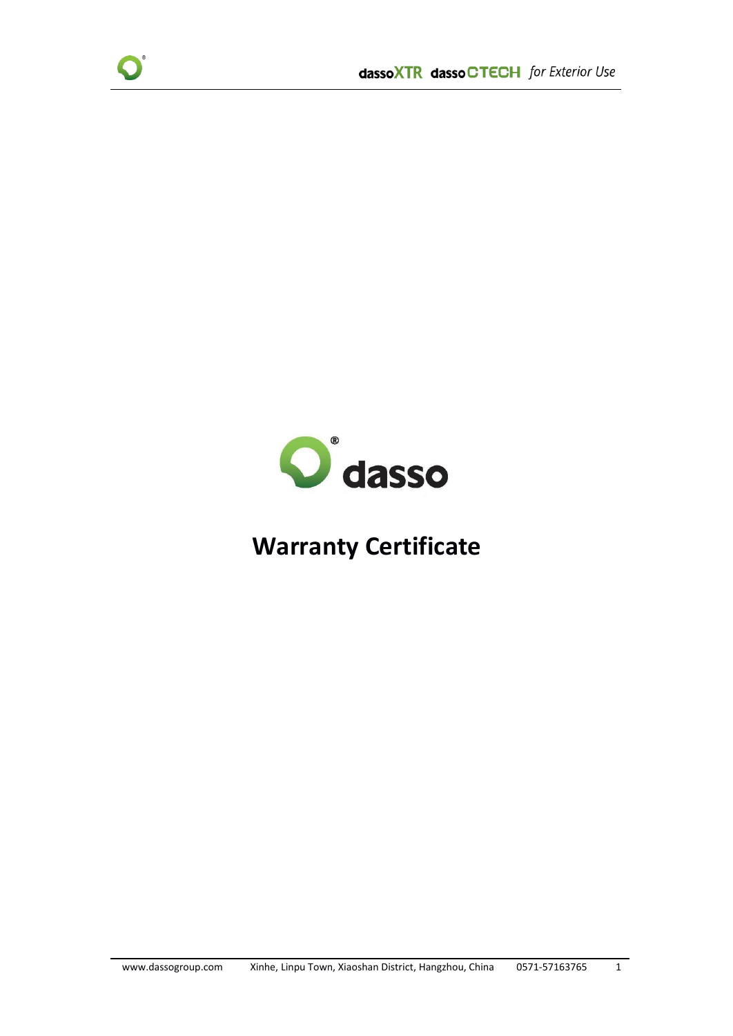dasso

# Warranty Certificate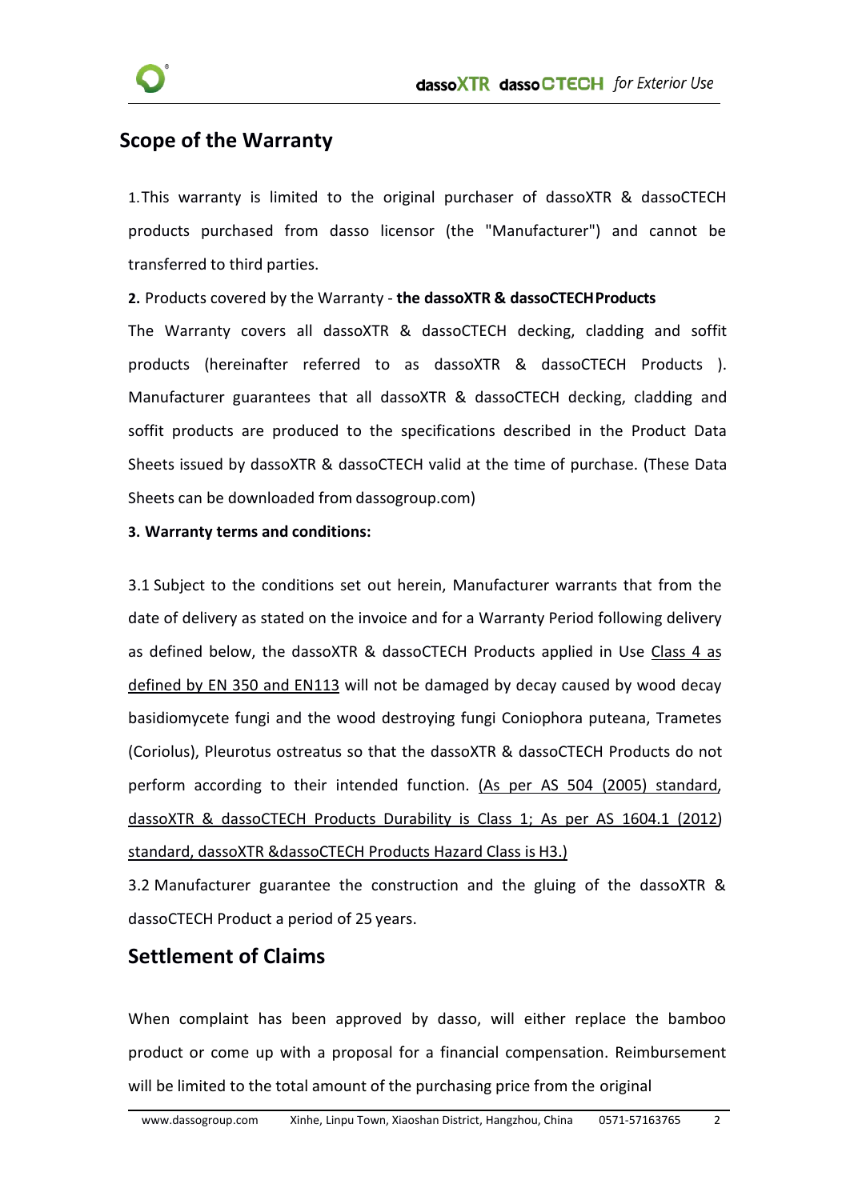## Scope of the Warranty

1. This warranty is limited to the original purchaser of dassoXTR & dassoCTECH products purchased from dasso licensor (the "Manufacturer") and cannot be transferred to third parties.

**2.** Products covered by the Warranty - **the dassoXTR & dassoCTECH Products**

The Warranty covers all dassoXTR & dassoCTECH decking, cladding and soffit products (hereinafter referred to as dassoXTR & dassoCTECH Products ). Manufacturer guarantees that all dassoXTR & dassoCTECH decking, cladding and soffit products are produced to the specifications described in the Product Data Sheets issued by dassoXTR & dassoCTECH valid at the time of purchase. (These Data Sheets can be downloaded from dassogroup.com)

**3. Warranty terms and conditions:**

3.1 Subject to the conditions set out herein, Manufacturer warrants that from the date of delivery as stated on the invoice and for a Warranty Period following delivery as defined below, the dassoXTR & dassoCTECH Products applied in Use Class 4 as defined by EN 350 and EN113 will not be damaged by decay caused by wood decay basidiomycete fungi and the wood destroying fungi Coniophora puteana, Trametes (Coriolus), Pleurotus ostreatus so that the dassoXTR & dassoCTECH Products do not perform according to their intended function. (As per AS 504 (2005) standard, dassoXTR & dassoCTECH Products Durability is Class 1; As per AS 1604.1 (2012) standard, dassoXTR &dassoCTECH Products Hazard Class is H3.)

3.2 Manufacturer guarantee the construction and the gluing of the dassoXTR & dassoCTECH Product a period of 25 years.

## Settlement of Claims

When complaint has been approved by dasso, will either replace the bamboo product or come up with a proposal for a financial compensation. Reimbursement will be limited to the total amount of the purchasing price from the original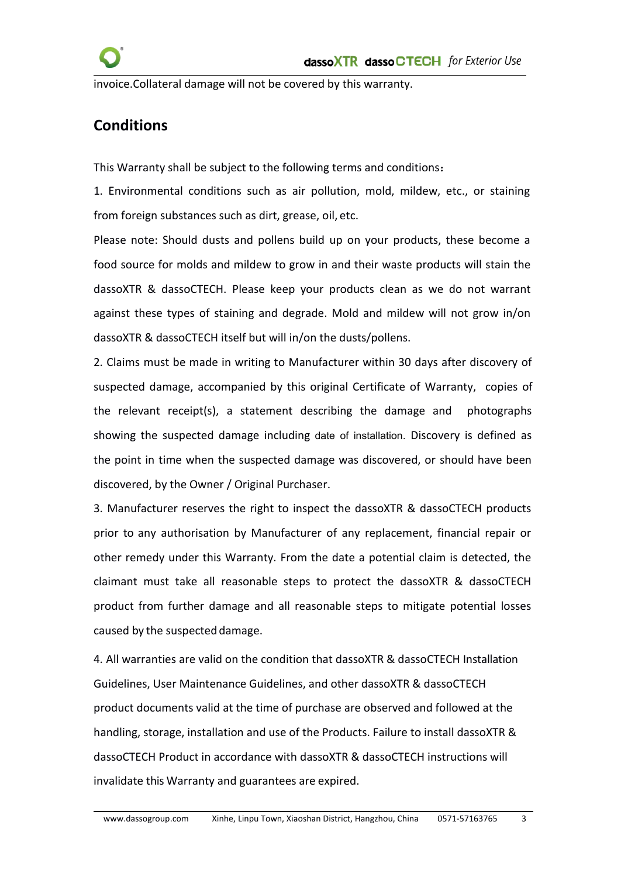invoice.Collateral damage will not be covered by this warranty.

## Conditions

This Warranty shall be subject to the following terms and conditions：

1. Environmental conditions such as air pollution, mold, mildew, etc., or staining from foreign substances such as dirt, grease, oil, etc.

Please note: Should dusts and pollens build up on your products, these become a food source for molds and mildew to grow in and their waste products will stain the dassoXTR & dassoCTECH. Please keep your products clean as we do not warrant against these types of staining and degrade. Mold and mildew will not grow in/on dassoXTR & dassoCTECH itself but will in/on the dusts/pollens.

2. Claims must be made in writing to Manufacturer within 30 days after discovery of suspected damage, accompanied by this original Certificate of Warranty, copies of the relevant receipt(s), a statement describing the damage and photographs showing the suspected damage including date of installation. Discovery is defined as the point in time when the suspected damage was discovered, or should have been discovered, by the Owner / Original Purchaser.

3. Manufacturer reserves the right to inspect the dassoXTR & dassoCTECH products prior to any authorisation by Manufacturer of any replacement, financial repair or other remedy under this Warranty. From the date a potential claim is detected, the claimant must take all reasonable steps to protect the dassoXTR & dassoCTECH product from further damage and all reasonable steps to mitigate potential losses caused by the suspected damage.

4. All warranties are valid on the condition that dassoXTR & dassoCTECH Installation Guidelines, User Maintenance Guidelines, and other dassoXTR & dassoCTECH product documents valid at the time of purchase are observed and followed at the handling, storage, installation and use of the Products. Failure to install dassoXTR & dassoCTECH Product in accordance with dassoXTR & dassoCTECH instructions will invalidate this Warranty and guarantees are expired.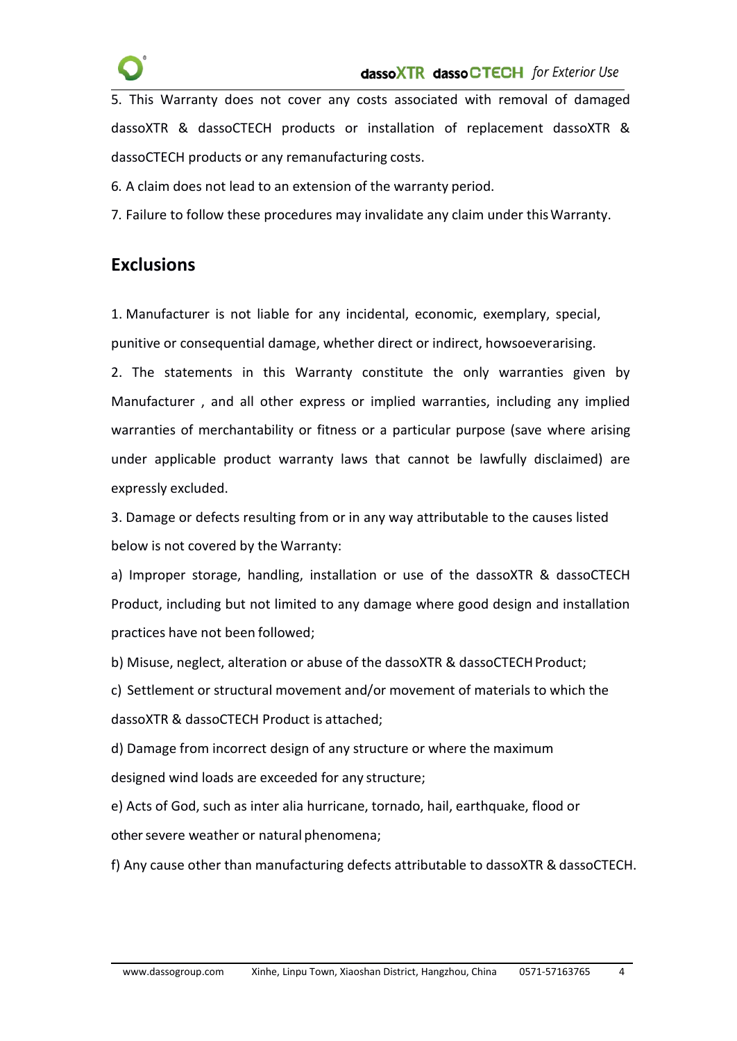5. This Warranty does not cover any costs associated with removal of damaged dassoXTR & dassoCTECH products or installation of replacement dassoXTR & dassoCTECH products or any remanufacturing costs.

6. A claim does not lead to an extension of the warranty period.

7. Failure to follow these procedures may invalidate any claim under this Warranty.

## Exclusions

1. Manufacturer is not liable for any incidental, economic, exemplary, special, punitive or consequential damage, whether direct or indirect, howsoeverarising.

2. The statements in this Warranty constitute the only warranties given by Manufacturer , and all other express or implied warranties, including any implied warranties of merchantability or fitness or a particular purpose (save where arising under applicable product warranty laws that cannot be lawfully disclaimed) are expressly excluded.

3. Damage or defects resulting from or in any way attributable to the causes listed below is not covered by the Warranty:

a) Improper storage, handling, installation or use of the dassoXTR & dassoCTECH Product, including but not limited to any damage where good design and installation practices have not been followed;

b) Misuse, neglect, alteration or abuse of the dassoXTR & dassoCTECH Product;

c) Settlement or structural movement and/or movement of materials to which the dassoXTR & dassoCTECH Product is attached;

d) Damage from incorrect design of any structure or where the maximum designed wind loads are exceeded for any structure;

e) Acts of God, such as inter alia hurricane, tornado, hail, earthquake, flood or other severe weather or natural phenomena;

f) Any cause other than manufacturing defects attributable to dassoXTR & dassoCTECH.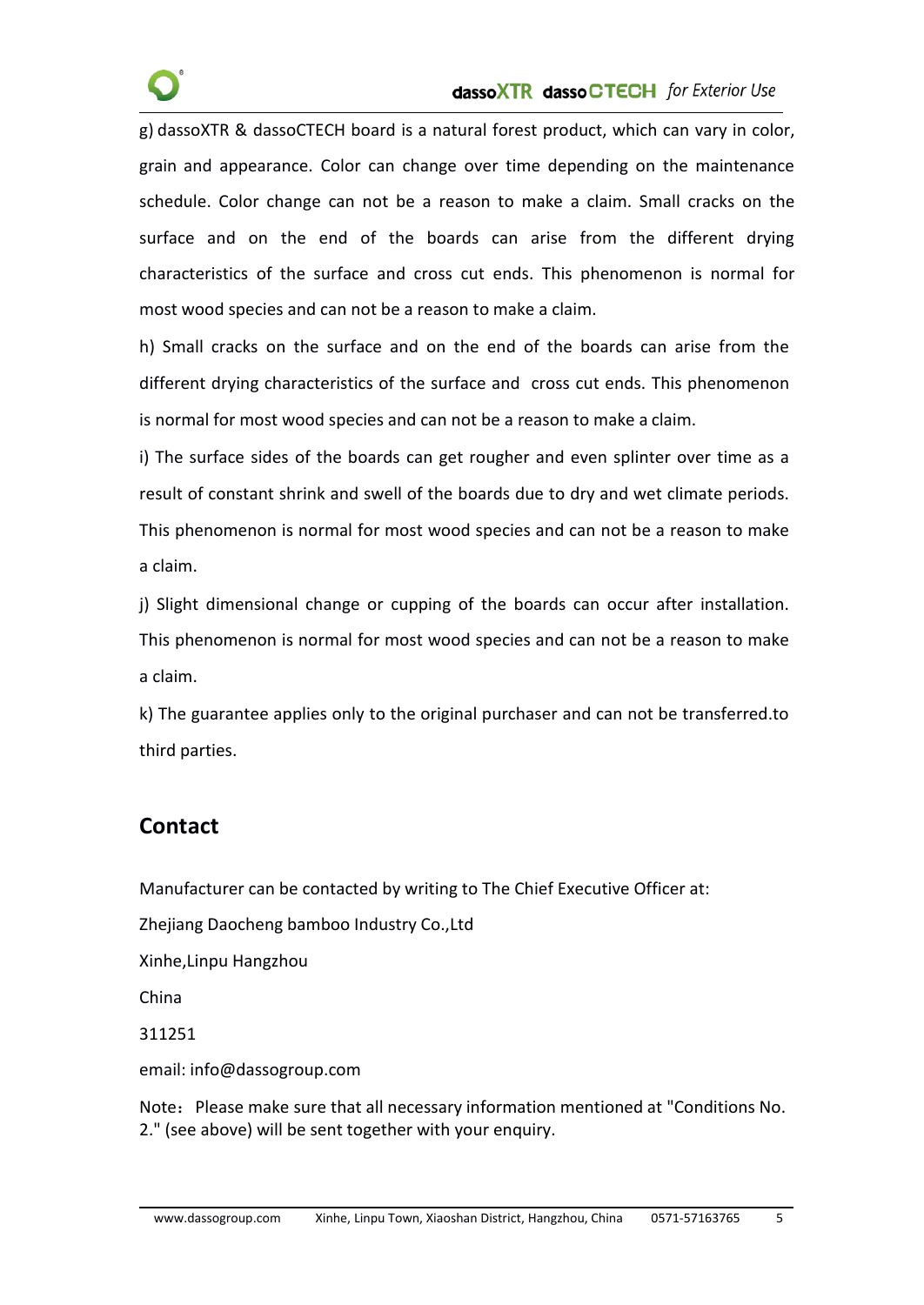g) dassoXTR & dassoCTECH board is a natural forest product, which can vary in color, grain and appearance. Color can change over time depending on the maintenance schedule. Color change can not be a reason to make a claim. Small cracks on the surface and on the end of the boards can arise from the different drying characteristics of the surface and cross cut ends. This phenomenon is normal for most wood species and can not be a reason to make a claim.

h) Small cracks on the surface and on the end of the boards can arise from the different drying characteristics of the surface and cross cut ends. This phenomenon is normal for most wood species and can not be a reason to make a claim.

i) The surface sides of the boards can get rougher and even splinter over time as a result of constant shrink and swell of the boards due to dry and wet climate periods. This phenomenon is normal for most wood species and can not be a reason to make a claim.

j) Slight dimensional change or cupping of the boards can occur after installation. This phenomenon is normal for most wood species and can not be a reason to make a claim.

k) The guarantee applies only to the original purchaser and can not be transferred.to third parties.

## Contact

Manufacturer can be contacted by writing to The Chief Executive Officer at:

Zhejiang Daocheng bamboo Industry Co.,Ltd

Xinhe,Linpu Hangzhou

China

311251

email: info@dassogroup.com

Note：Please make sure that all necessary information mentioned at "Conditions No. 2." (see above) will be sent together with your enquiry.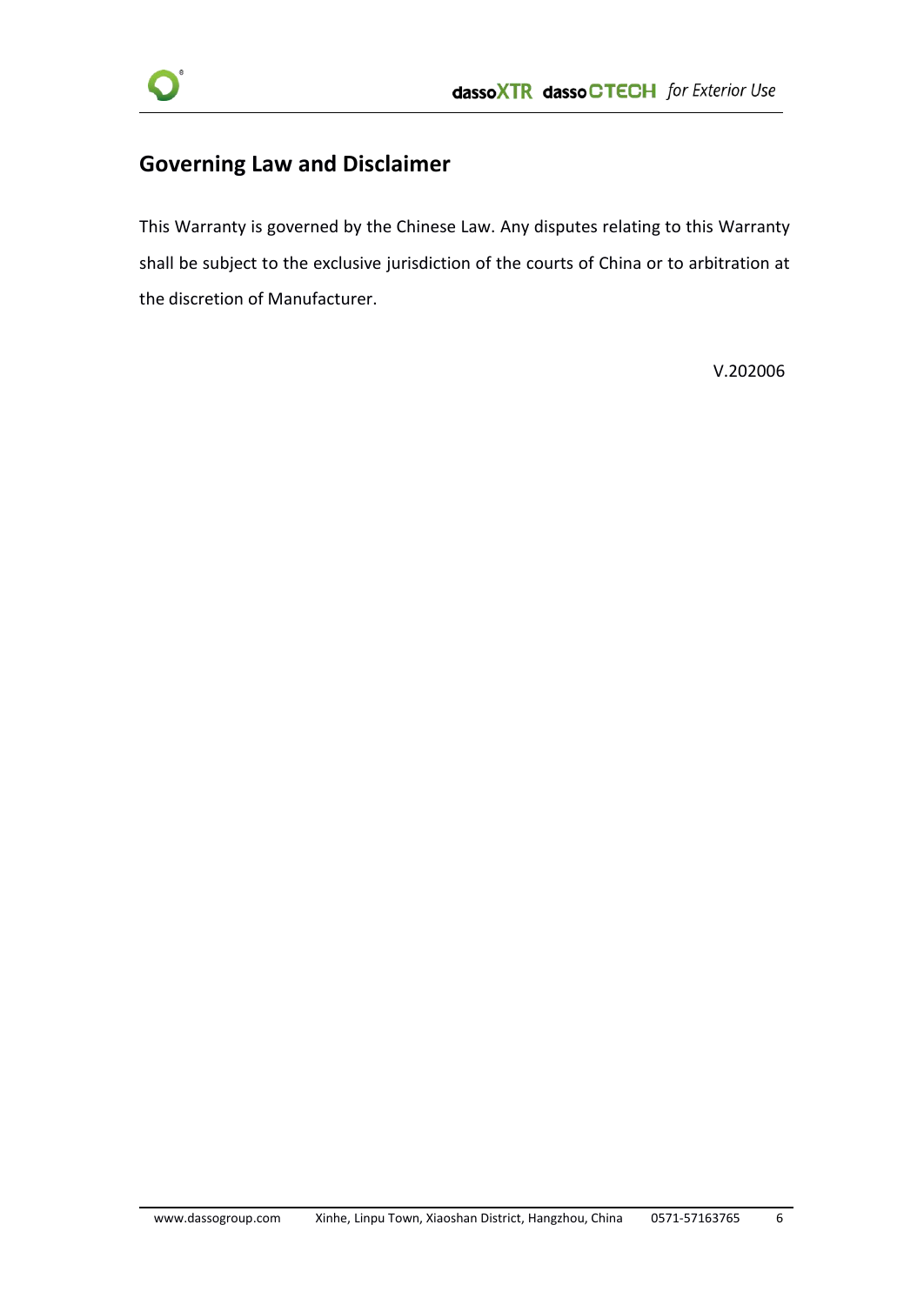## Governing Law and Disclaimer

This Warranty is governed by the Chinese Law. Any disputes relating to this Warranty shall be subject to the exclusive jurisdiction of the courts of China or to arbitration at the discretion of Manufacturer.

V.202006